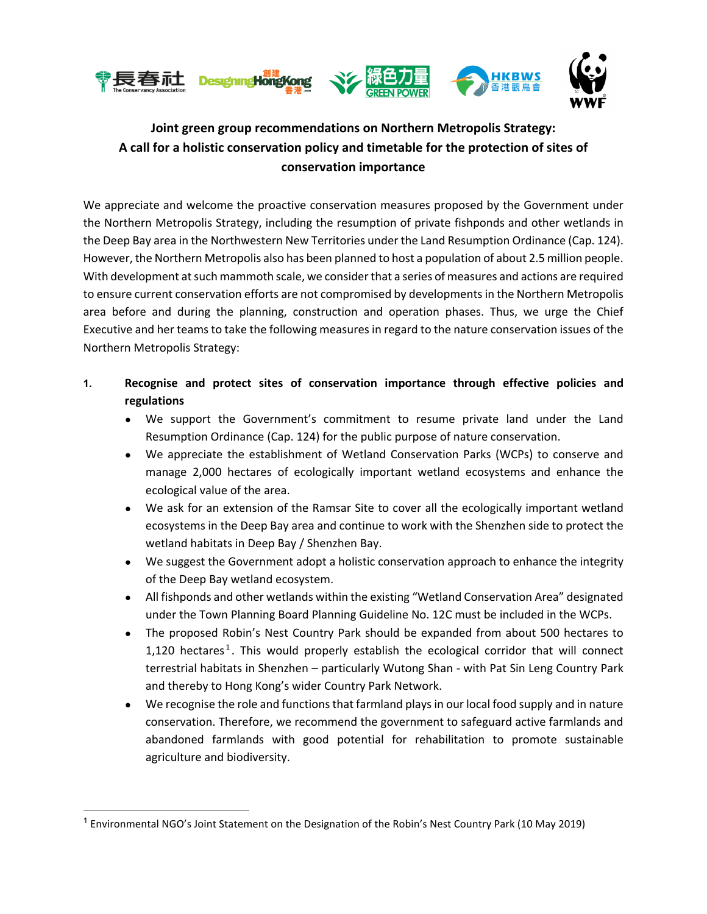**Joint green group recommendations on Northern Metropolis Strategy: A call for a holistic conservation policy and timetable for the protection of sites of conservation importance**

We appreciate and welcome the proactive conservation measures proposed by the Government under the Northern Metropolis Strategy, including the resumption of private fishponds and other wetlands in the Deep Bay area in the Northwestern New Territories under the Land Resumption Ordinance (Cap. 124). However, the Northern Metropolis also has been planned to host a population of about 2.5 million people. With development at such mammoth scale, we consider that a series of measures and actions are required to ensure current conservation efforts are not compromised by developments in the Northern Metropolis area before and during the planning, construction and operation phases. Thus, we urge the Chief Executive and her teams to take the following measures in regard to the nature conservation issues of the Northern Metropolis Strategy:

1. **Recognise and protect sites of conservation importance through effective policies and regulations**
   - We support the Government's commitment to resume private land under the Land Resumption Ordinance (Cap. 124) for the public purpose of nature conservation.
   - We appreciate the establishment of Wetland Conservation Parks (WCPs) to conserve and manage 2,000 hectares of ecologically important wetland ecosystems and enhance the ecological value of the area.
   - We ask for an extension of the Ramsar Site to cover all the ecologically important wetland ecosystems in the Deep Bay area and continue to work with the Shenzhen side to protect the wetland habitats in Deep Bay / Shenzhen Bay.
   - We suggest the Government adopt a holistic conservation approach to enhance the integrity of the Deep Bay wetland ecosystem.
   - All fishponds and other wetlands within the existing "Wetland Conservation Area" designated under the Town Planning Board Planning Guideline No. 12C must be included in the WCPs.
   - The proposed Robin's Nest Country Park should be expanded from about 500 hectares to 1,120 hectares[1]. This would properly establish the ecological corridor that will connect terrestrial habitats in Shenzhen – particularly Wutong Shan - with Pat Sin Leng Country Park and thereby to Hong Kong's wider Country Park Network.
   - We recognise the role and functions that farmland plays in our local food supply and in nature conservation. Therefore, we recommend the government to safeguard active farmlands and abandoned farmlands with good potential for rehabilitation to promote sustainable agriculture and biodiversity.

[1] Environmental NGO's Joint Statement on the Designation of the Robin's Nest Country Park (10 May 2019)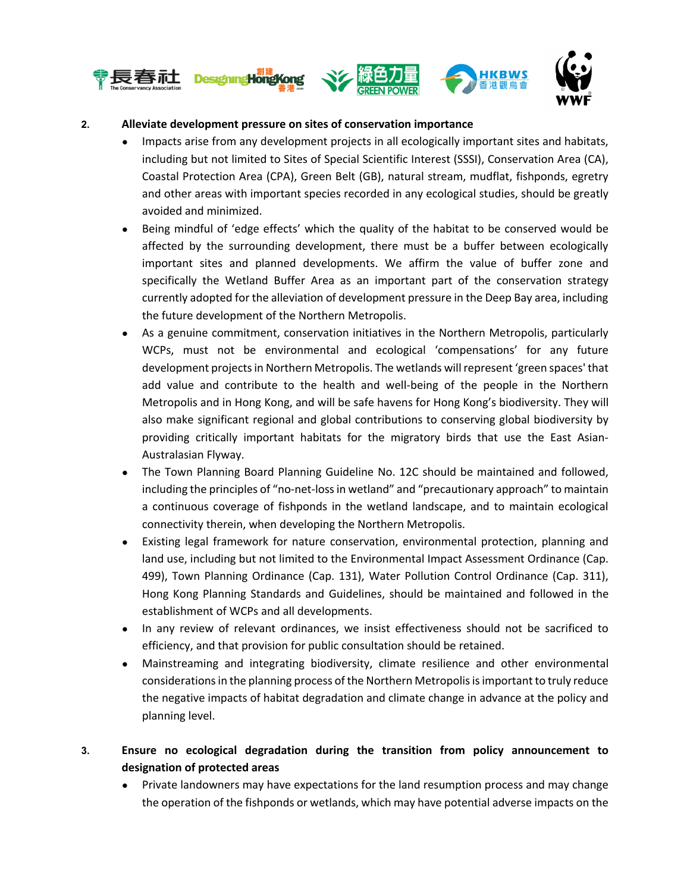2. **Alleviate development pressure on sites of conservation importance**

- Impacts arise from any development projects in all ecologically important sites and habitats, including but not limited to Sites of Special Scientific Interest (SSSI), Conservation Area (CA), Coastal Protection Area (CPA), Green Belt (GB), natural stream, mudflat, fishponds, egretry and other areas with important species recorded in any ecological studies, should be greatly avoided and minimized.
- Being mindful of 'edge effects' which the quality of the habitat to be conserved would be affected by the surrounding development, there must be a buffer between ecologically important sites and planned developments. We affirm the value of buffer zone and specifically the Wetland Buffer Area as an important part of the conservation strategy currently adopted for the alleviation of development pressure in the Deep Bay area, including the future development of the Northern Metropolis.
- As a genuine commitment, conservation initiatives in the Northern Metropolis, particularly WCPs, must not be environmental and ecological 'compensations' for any future development projects in Northern Metropolis. The wetlands will represent 'green spaces' that add value and contribute to the health and well-being of the people in the Northern Metropolis and in Hong Kong, and will be safe havens for Hong Kong's biodiversity. They will also make significant regional and global contributions to conserving global biodiversity by providing critically important habitats for the migratory birds that use the East Asian-Australasian Flyway.
- The Town Planning Board Planning Guideline No. 12C should be maintained and followed, including the principles of "no-net-loss in wetland" and "precautionary approach" to maintain a continuous coverage of fishponds in the wetland landscape, and to maintain ecological connectivity therein, when developing the Northern Metropolis.
- Existing legal framework for nature conservation, environmental protection, planning and land use, including but not limited to the Environmental Impact Assessment Ordinance (Cap. 499), Town Planning Ordinance (Cap. 131), Water Pollution Control Ordinance (Cap. 311), Hong Kong Planning Standards and Guidelines, should be maintained and followed in the establishment of WCPs and all developments.
- In any review of relevant ordinances, we insist effectiveness should not be sacrificed to efficiency, and that provision for public consultation should be retained.
- Mainstreaming and integrating biodiversity, climate resilience and other environmental considerations in the planning process of the Northern Metropolis is important to truly reduce the negative impacts of habitat degradation and climate change in advance at the policy and planning level.

3. **Ensure no ecological degradation during the transition from policy announcement to designation of protected areas**

- Private landowners may have expectations for the land resumption process and may change the operation of the fishponds or wetlands, which may have potential adverse impacts on the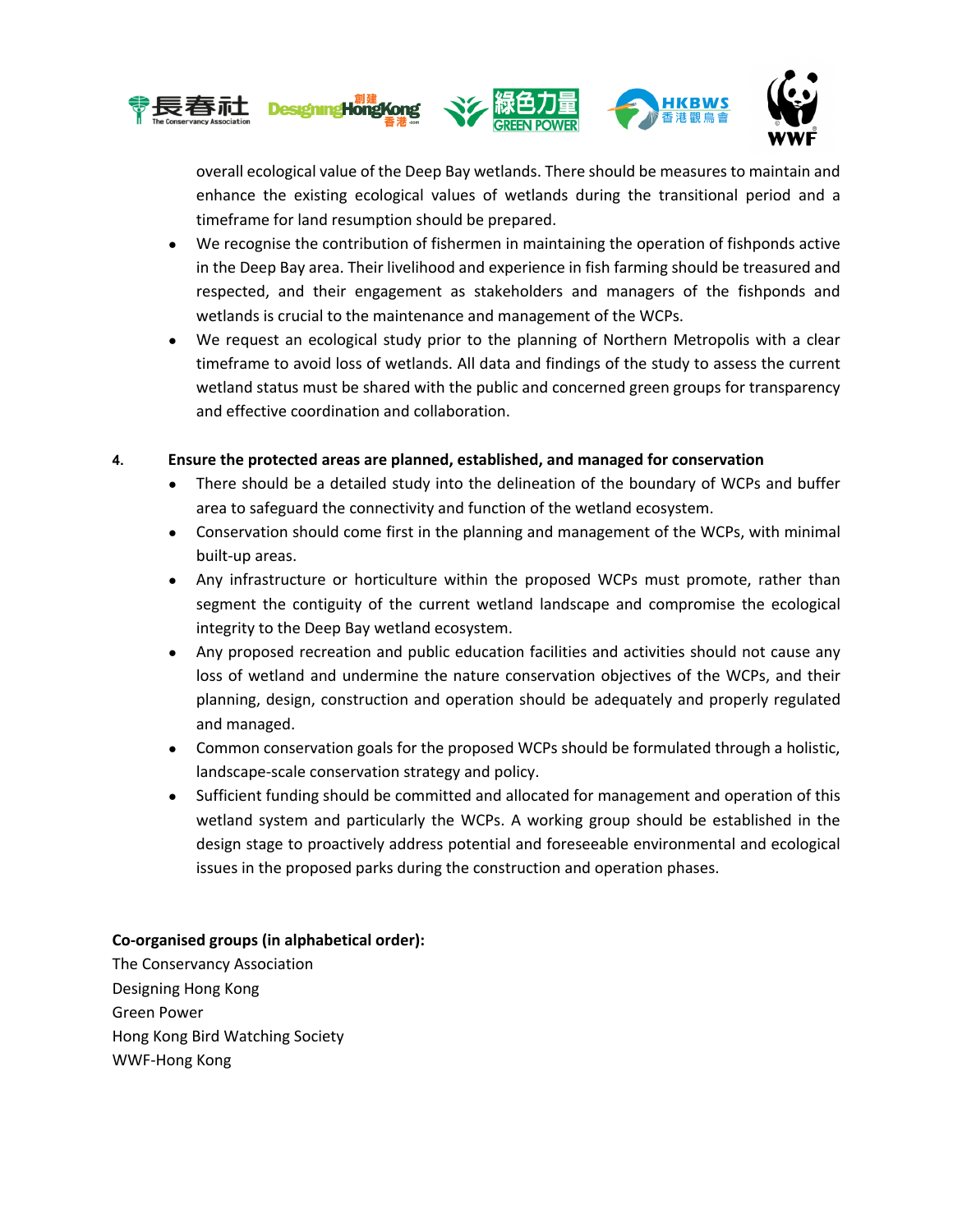overall ecological value of the Deep Bay wetlands. There should be measures to maintain and enhance the existing ecological values of wetlands during the transitional period and a timeframe for land resumption should be prepared.

- We recognise the contribution of fishermen in maintaining the operation of fishponds active in the Deep Bay area. Their livelihood and experience in fish farming should be treasured and respected, and their engagement as stakeholders and managers of the fishponds and wetlands is crucial to the maintenance and management of the WCPs.
- We request an ecological study prior to the planning of Northern Metropolis with a clear timeframe to avoid loss of wetlands. All data and findings of the study to assess the current wetland status must be shared with the public and concerned green groups for transparency and effective coordination and collaboration.

**4. Ensure the protected areas are planned, established, and managed for conservation**

- There should be a detailed study into the delineation of the boundary of WCPs and buffer area to safeguard the connectivity and function of the wetland ecosystem.
- Conservation should come first in the planning and management of the WCPs, with minimal built-up areas.
- Any infrastructure or horticulture within the proposed WCPs must promote, rather than segment the contiguity of the current wetland landscape and compromise the ecological integrity to the Deep Bay wetland ecosystem.
- Any proposed recreation and public education facilities and activities should not cause any loss of wetland and undermine the nature conservation objectives of the WCPs, and their planning, design, construction and operation should be adequately and properly regulated and managed.
- Common conservation goals for the proposed WCPs should be formulated through a holistic, landscape-scale conservation strategy and policy.
- Sufficient funding should be committed and allocated for management and operation of this wetland system and particularly the WCPs. A working group should be established in the design stage to proactively address potential and foreseeable environmental and ecological issues in the proposed parks during the construction and operation phases.

**Co-organised groups (in alphabetical order):**

The Conservancy Association
Designing Hong Kong
Green Power
Hong Kong Bird Watching Society
WWF-Hong Kong